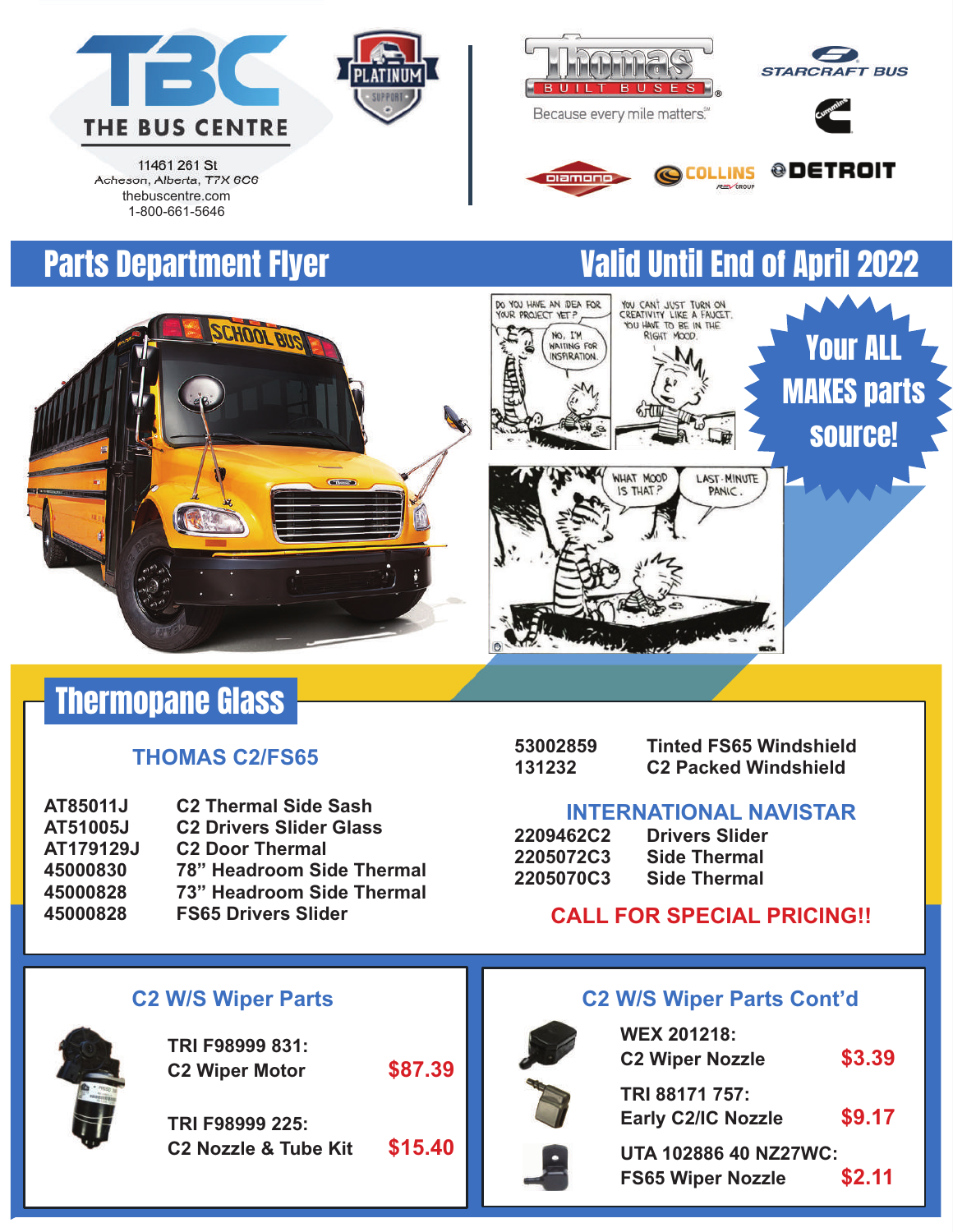# TBC THE BUS CENTRE

11461 261 St
Acheson, Alberta, T7X 6C6
thebuscentre.com
1-800-661-5646

PLATINUM SUPPORT

Thomas Built Buses — Because every mile matters.

STARCRAFT BUS · Cummins · Diamond · COLLINS · DETROIT

## Parts Department Flyer

## Valid Until End of April 2022

**Your ALL MAKES parts source!**

## Thermopane Glass

### THOMAS C2/FS65

| Part # | Description |
|---|---|
| AT85011J | C2 Thermal Side Sash |
| AT51005J | C2 Drivers Slider Glass |
| AT179129J | C2 Door Thermal |
| 45000830 | 78” Headroom Side Thermal |
| 45000828 | 73” Headroom Side Thermal |
| 45000828 | FS65 Drivers Slider |
| 53002859 | Tinted FS65 Windshield |
| 131232 | C2 Packed Windshield |

### INTERNATIONAL NAVISTAR

| Part # | Description |
|---|---|
| 2209462C2 | Drivers Slider |
| 2205072C3 | Side Thermal |
| 2205070C3 | Side Thermal |

**CALL FOR SPECIAL PRICING!!**

## C2 W/S Wiper Parts

| Part | Price |
|---|---|
| TRI F98999 831: C2 Wiper Motor | $87.39 |
| TRI F98999 225: C2 Nozzle & Tube Kit | $15.40 |

## C2 W/S Wiper Parts Cont’d

| Part | Price |
|---|---|
| WEX 201218: C2 Wiper Nozzle | $3.39 |
| TRI 88171 757: Early C2/IC Nozzle | $9.17 |
| UTA 102886 40 NZ27WC: FS65 Wiper Nozzle | $2.11 |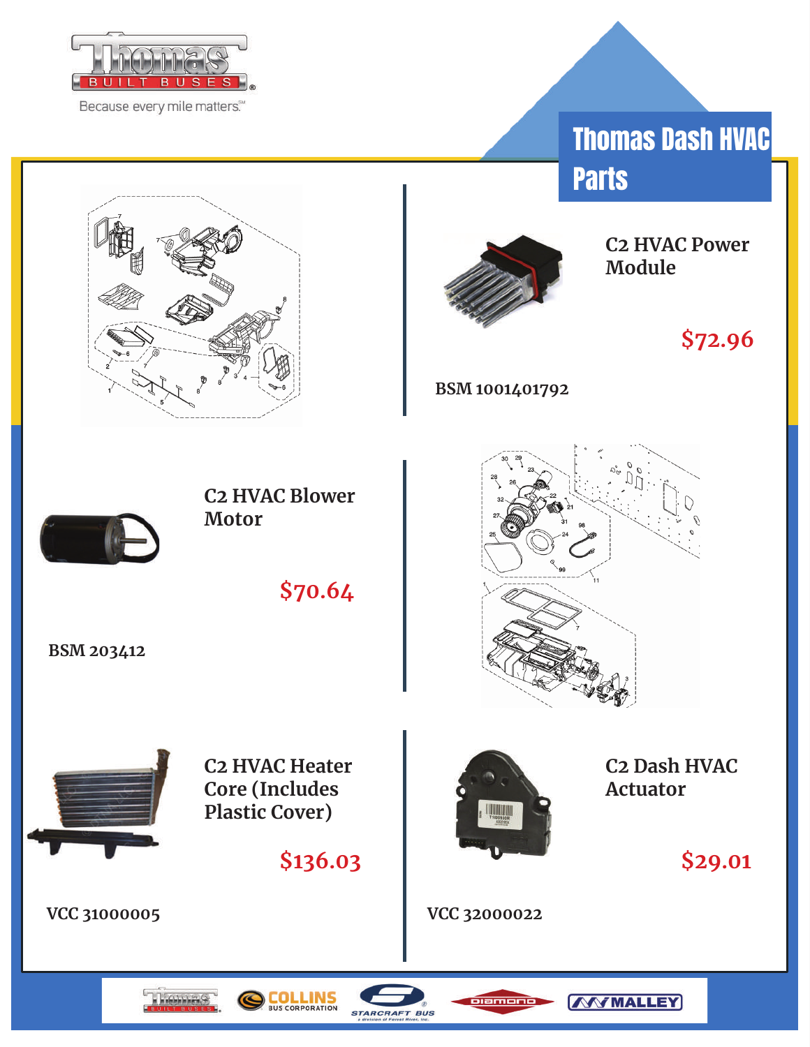# Thomas Dash HVAC Parts

## C2 HVAC Power Module

$72.96

BSM 1001401792

## C2 HVAC Blower Motor

$70.64

BSM 203412

## C2 HVAC Heater Core (Includes Plastic Cover)

$136.03

VCC 31000005

## C2 Dash HVAC Actuator

$29.01

VCC 32000022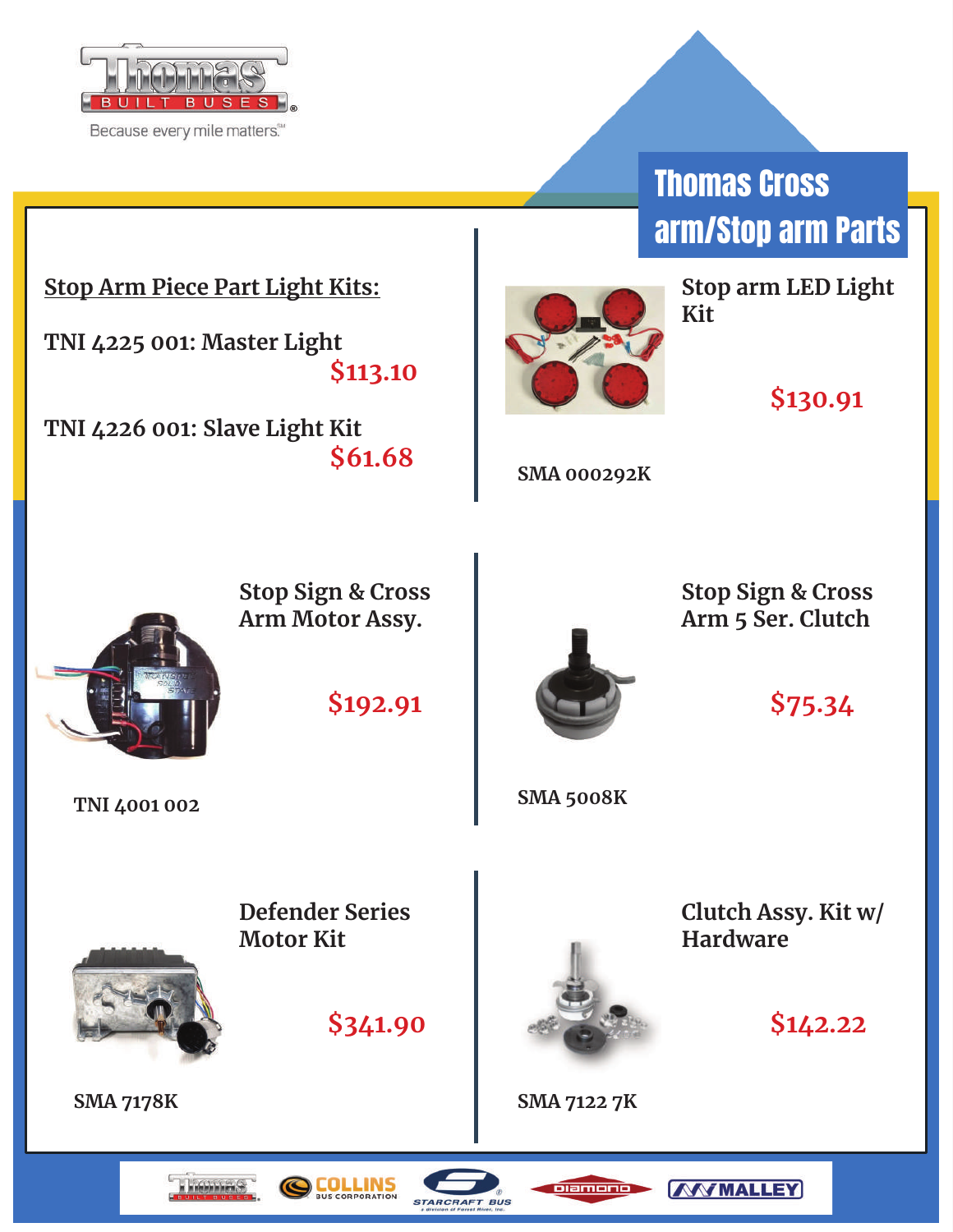# Thomas Cross arm/Stop arm Parts

**Stop Arm Piece Part Light Kits:**

TNI 4225 001: Master Light
$113.10

TNI 4226 001: Slave Light Kit
$61.68

## Stop arm LED Light Kit

$130.91

SMA 000292K

## Stop Sign & Cross Arm Motor Assy.

$192.91

TNI 4001 002

## Stop Sign & Cross Arm 5 Ser. Clutch

$75.34

SMA 5008K

## Defender Series Motor Kit

$341.90

SMA 7178K

## Clutch Assy. Kit w/ Hardware

$142.22

SMA 7122 7K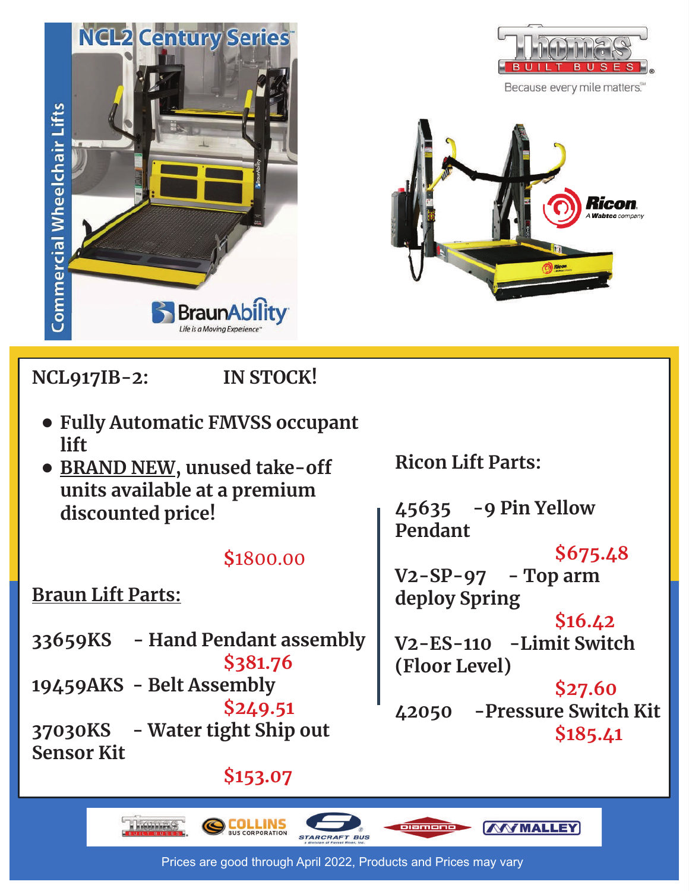NCL2 Century Series

Commercial Wheelchair Lifts

BraunAbility
Life is a Moving Experience

Thomas BUILT BUSES
Because every mile matters.

Ricon A Wabtec company

**NCL917IB-2: IN STOCK!**

- **Fully Automatic FMVSS occupant lift**
- **<u>BRAND NEW</u>, unused take-off units available at a premium discounted price!**

$1800.00

**<u>Braun Lift Parts:</u>**

**33659KS - Hand Pendant assembly**
$381.76

**19459AKS - Belt Assembly**
$249.51

**37030KS - Water tight Ship out Sensor Kit**
$153.07

**Ricon Lift Parts:**

**45635 -9 Pin Yellow Pendant**
$675.48

**V2-SP-97 - Top arm deploy Spring**
$16.42

**V2-ES-110 -Limit Switch (Floor Level)**
$27.60

**42050 -Pressure Switch Kit**
$185.41

Thomas Built Buses | Collins Bus Corporation | Starcraft Bus | Diamond | Malley

Prices are good through April 2022, Products and Prices may vary